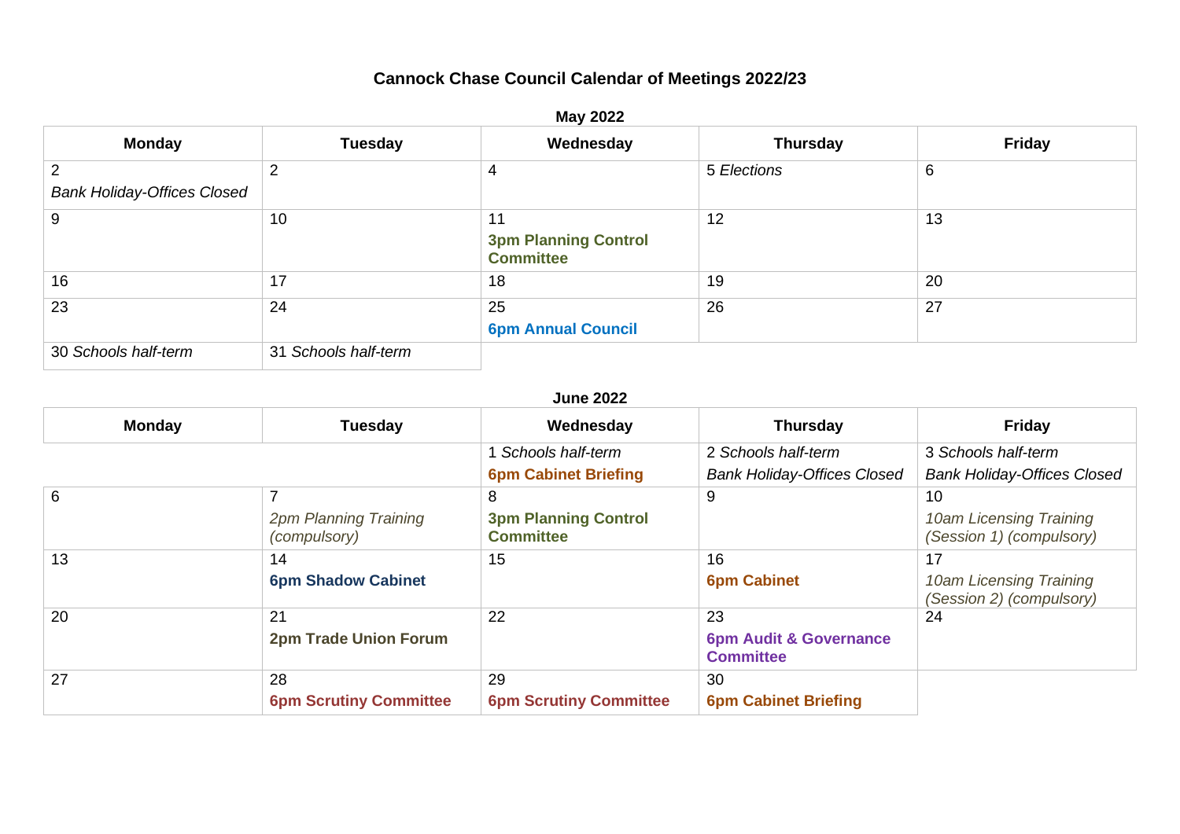# Cannock Chase Council Calendar of Meetings 2022/23

## May 2022

| Monday | Tuesday | Wednesday | Thursday | Friday |
|---|---|---|---|---|
| 2 *Bank Holiday-Offices Closed* | 2 | 4 | 5 *Elections* | 6 |
| 9 | 10 | 11 **3pm Planning Control Committee** | 12 | 13 |
| 16 | 17 | 18 | 19 | 20 |
| 23 | 24 | 25 **6pm Annual Council** | 26 | 27 |
| 30 *Schools half-term* | 31 *Schools half-term* | | | |

## June 2022

| Monday | Tuesday | Wednesday | Thursday | Friday |
|---|---|---|---|---|
| | | 1 *Schools half-term* **6pm Cabinet Briefing** | 2 *Schools half-term* *Bank Holiday-Offices Closed* | 3 *Schools half-term* *Bank Holiday-Offices Closed* |
| 6 | 7 *2pm Planning Training (compulsory)* | 8 **3pm Planning Control Committee** | 9 | 10 *10am Licensing Training (Session 1) (compulsory)* |
| 13 | 14 **6pm Shadow Cabinet** | 15 | 16 **6pm Cabinet** | 17 *10am Licensing Training (Session 2) (compulsory)* |
| 20 | 21 **2pm Trade Union Forum** | 22 | 23 **6pm Audit & Governance Committee** | 24 |
| 27 | 28 **6pm Scrutiny Committee** | 29 **6pm Scrutiny Committee** | 30 **6pm Cabinet Briefing** | |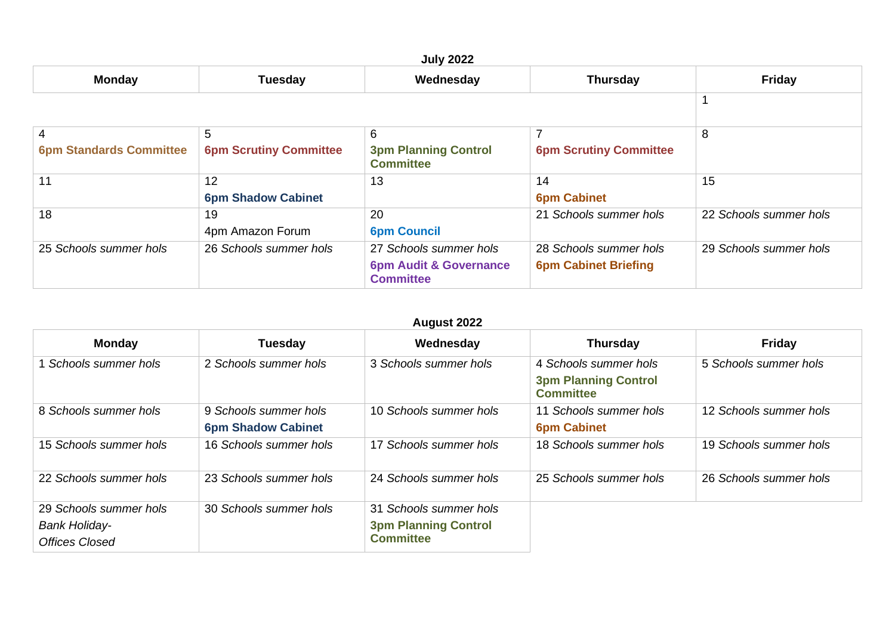**July 2022**

| Monday | Tuesday | Wednesday | Thursday | Friday |
|---|---|---|---|---|
| | | | | 1 |
| 4 **6pm Standards Committee** | 5 **6pm Scrutiny Committee** | 6 **3pm Planning Control Committee** | 7 **6pm Scrutiny Committee** | 8 |
| 11 | 12 **6pm Shadow Cabinet** | 13 | 14 **6pm Cabinet** | 15 |
| 18 | 19 4pm Amazon Forum | 20 **6pm Council** | 21 *Schools summer hols* | 22 *Schools summer hols* |
| 25 *Schools summer hols* | 26 *Schools summer hols* | 27 *Schools summer hols* **6pm Audit & Governance Committee** | 28 *Schools summer hols* **6pm Cabinet Briefing** | 29 *Schools summer hols* |

**August 2022**

| Monday | Tuesday | Wednesday | Thursday | Friday |
|---|---|---|---|---|
| 1 *Schools summer hols* | 2 *Schools summer hols* | 3 *Schools summer hols* | 4 *Schools summer hols* **3pm Planning Control Committee** | 5 *Schools summer hols* |
| 8 *Schools summer hols* | 9 *Schools summer hols* **6pm Shadow Cabinet** | 10 *Schools summer hols* | 11 *Schools summer hols* **6pm Cabinet** | 12 *Schools summer hols* |
| 15 *Schools summer hols* | 16 *Schools summer hols* | 17 *Schools summer hols* | 18 *Schools summer hols* | 19 *Schools summer hols* |
| 22 *Schools summer hols* | 23 *Schools summer hols* | 24 *Schools summer hols* | 25 *Schools summer hols* | 26 *Schools summer hols* |
| 29 *Schools summer hols* *Bank Holiday- Offices Closed* | 30 *Schools summer hols* | 31 *Schools summer hols* **3pm Planning Control Committee** | | |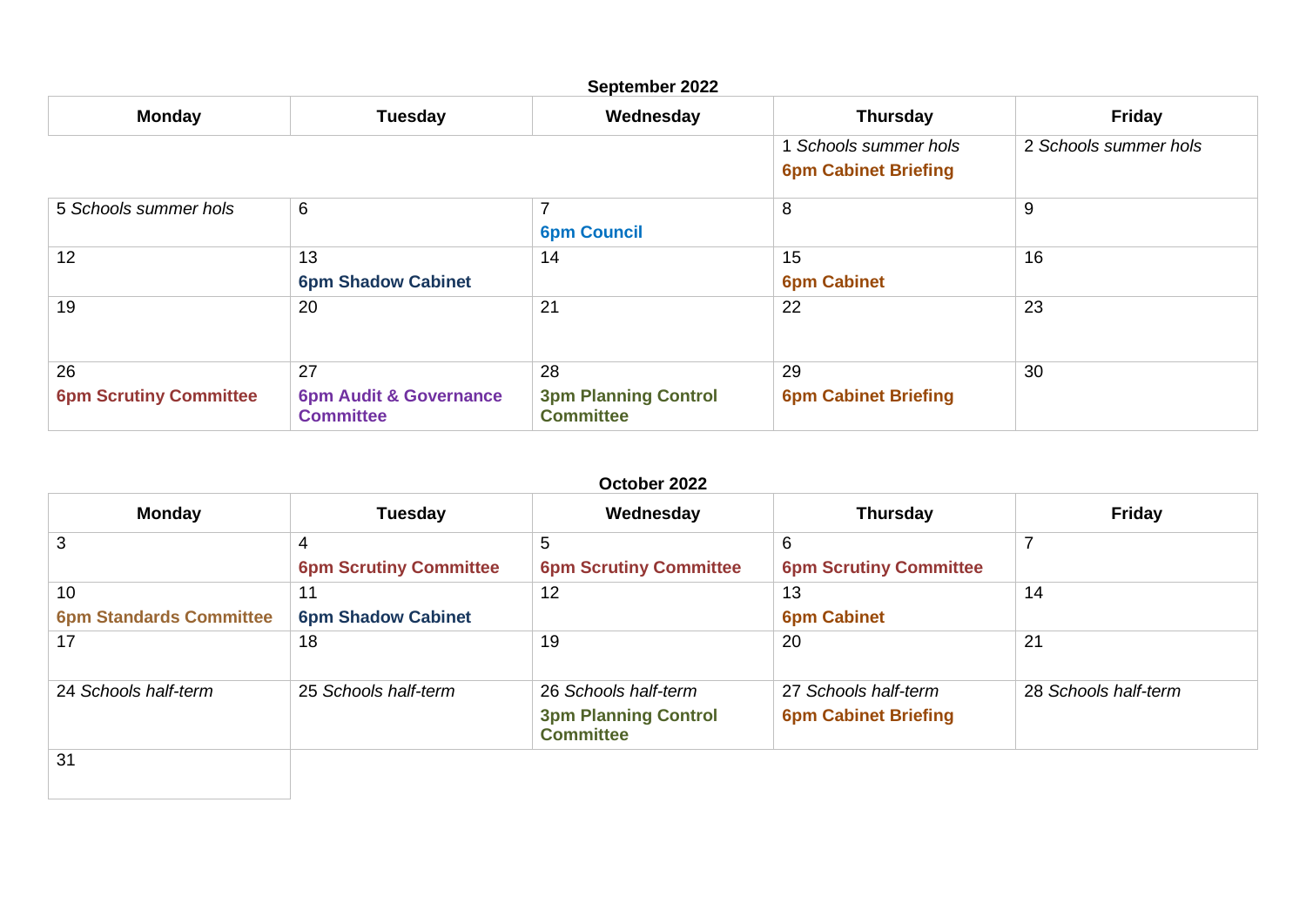**September 2022**

| Monday | Tuesday | Wednesday | Thursday | Friday |
|---|---|---|---|---|
| | | | 1 *Schools summer hols* **6pm Cabinet Briefing** | 2 *Schools summer hols* |
| 5 *Schools summer hols* | 6 | 7 **6pm Council** | 8 | 9 |
| 12 | 13 **6pm Shadow Cabinet** | 14 | 15 **6pm Cabinet** | 16 |
| 19 | 20 | 21 | 22 | 23 |
| 26 **6pm Scrutiny Committee** | 27 **6pm Audit & Governance Committee** | 28 **3pm Planning Control Committee** | 29 **6pm Cabinet Briefing** | 30 |

**October 2022**

| Monday | Tuesday | Wednesday | Thursday | Friday |
|---|---|---|---|---|
| 3 | 4 **6pm Scrutiny Committee** | 5 **6pm Scrutiny Committee** | 6 **6pm Scrutiny Committee** | 7 |
| 10 **6pm Standards Committee** | 11 **6pm Shadow Cabinet** | 12 | 13 **6pm Cabinet** | 14 |
| 17 | 18 | 19 | 20 | 21 |
| 24 *Schools half-term* | 25 *Schools half-term* | 26 *Schools half-term* **3pm Planning Control Committee** | 27 *Schools half-term* **6pm Cabinet Briefing** | 28 *Schools half-term* |
| 31 | | | | |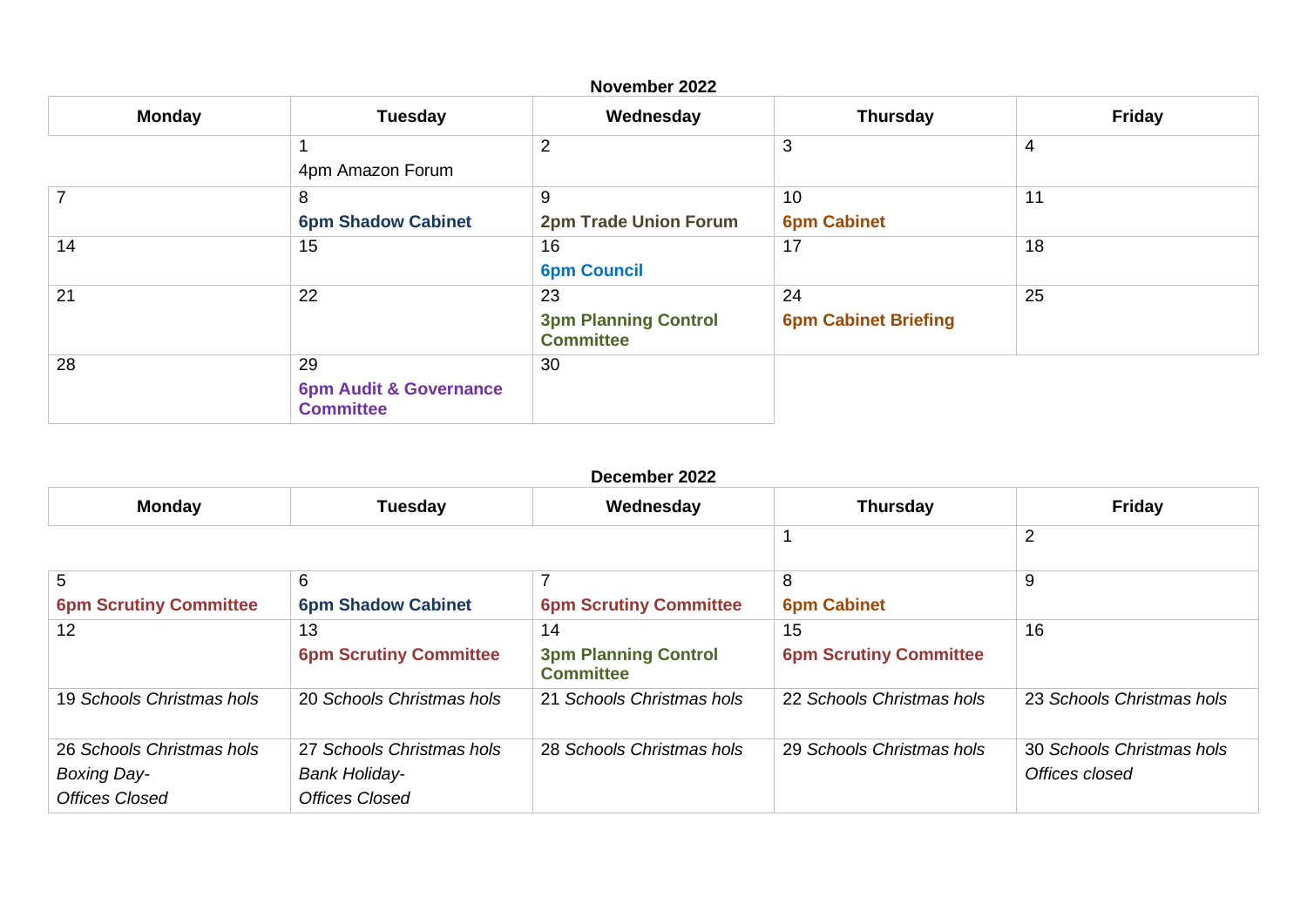**November 2022**

| Monday | Tuesday | Wednesday | Thursday | Friday |
|---|---|---|---|---|
| | 1<br>4pm Amazon Forum | 2 | 3 | 4 |
| 7 | 8<br>**6pm Shadow Cabinet** | 9<br>**2pm Trade Union Forum** | 10<br>**6pm Cabinet** | 11 |
| 14 | 15 | 16<br>**6pm Council** | 17 | 18 |
| 21 | 22 | 23<br>**3pm Planning Control Committee** | 24<br>**6pm Cabinet Briefing** | 25 |
| 28 | 29<br>**6pm Audit & Governance Committee** | 30 | | |

**December 2022**

| Monday | Tuesday | Wednesday | Thursday | Friday |
|---|---|---|---|---|
| | | | 1 | 2 |
| 5<br>**6pm Scrutiny Committee** | 6<br>**6pm Shadow Cabinet** | 7<br>**6pm Scrutiny Committee** | 8<br>**6pm Cabinet** | 9 |
| 12 | 13<br>**6pm Scrutiny Committee** | 14<br>**3pm Planning Control Committee** | 15<br>**6pm Scrutiny Committee** | 16 |
| 19 *Schools Christmas hols* | 20 *Schools Christmas hols* | 21 *Schools Christmas hols* | 22 *Schools Christmas hols* | 23 *Schools Christmas hols* |
| 26 *Schools Christmas hols*<br>*Boxing Day-*<br>*Offices Closed* | 27 *Schools Christmas hols*<br>*Bank Holiday-*<br>*Offices Closed* | 28 *Schools Christmas hols* | 29 *Schools Christmas hols* | 30 *Schools Christmas hols*<br>*Offices closed* |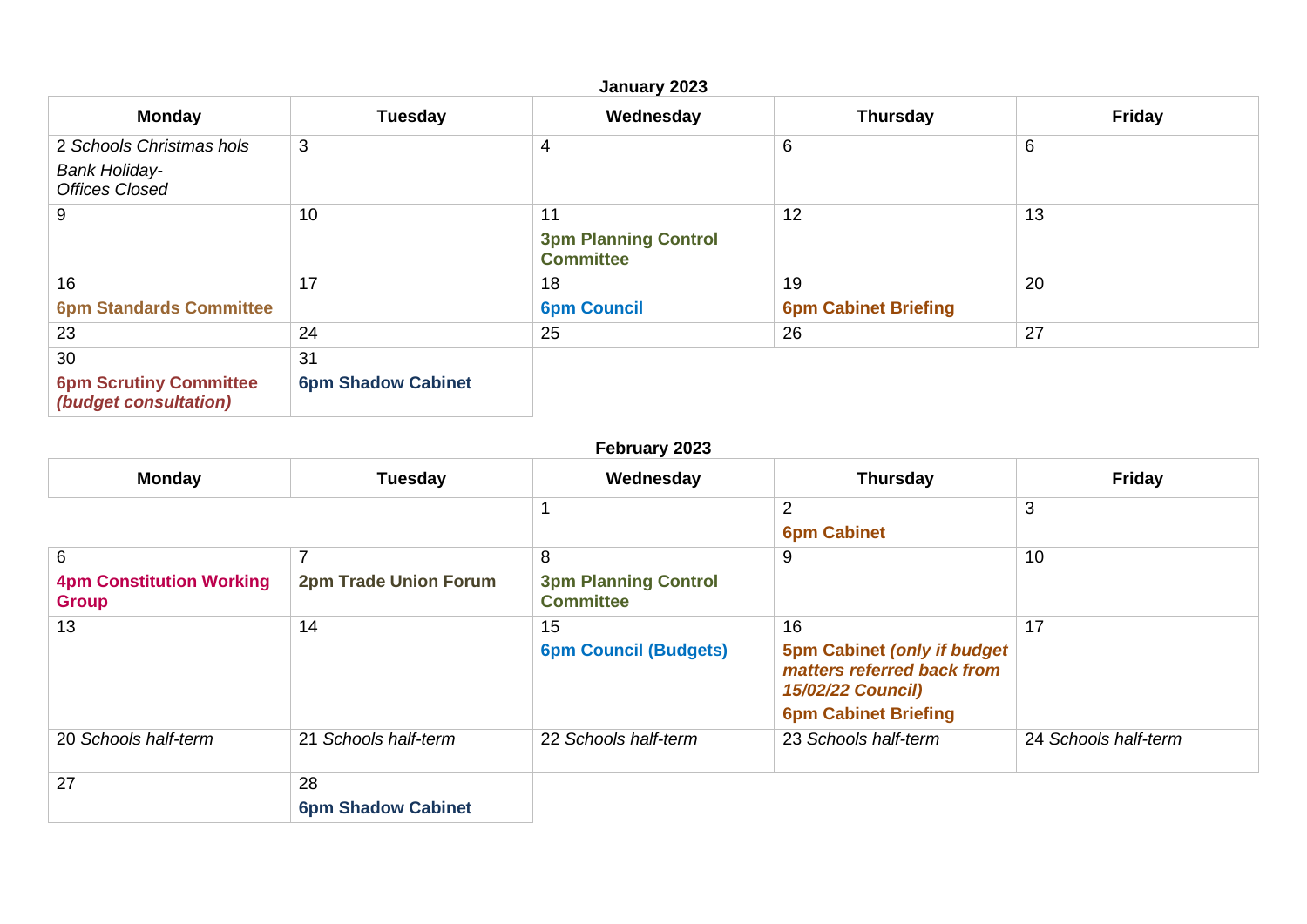**January 2023**

| Monday | Tuesday | Wednesday | Thursday | Friday |
|---|---|---|---|---|
| 2 *Schools Christmas hols* *Bank Holiday- Offices Closed* | 3 | 4 | 6 | 6 |
| 9 | 10 | 11 **3pm Planning Control Committee** | 12 | 13 |
| 16 **6pm Standards Committee** | 17 | 18 **6pm Council** | 19 **6pm Cabinet Briefing** | 20 |
| 23 | 24 | 25 | 26 | 27 |
| 30 **6pm Scrutiny Committee *(budget consultation)*** | 31 **6pm Shadow Cabinet** | | | |

**February 2023**

| Monday | Tuesday | Wednesday | Thursday | Friday |
|---|---|---|---|---|
| | | 1 | 2 **6pm Cabinet** | 3 |
| 6 **4pm Constitution Working Group** | 7 **2pm Trade Union Forum** | 8 **3pm Planning Control Committee** | 9 | 10 |
| 13 | 14 | 15 **6pm Council (Budgets)** | 16 **5pm Cabinet *(only if budget matters referred back from 15/02/22 Council)*** **6pm Cabinet Briefing** | 17 |
| 20 *Schools half-term* | 21 *Schools half-term* | 22 *Schools half-term* | 23 *Schools half-term* | 24 *Schools half-term* |
| 27 | 28 **6pm Shadow Cabinet** | | | |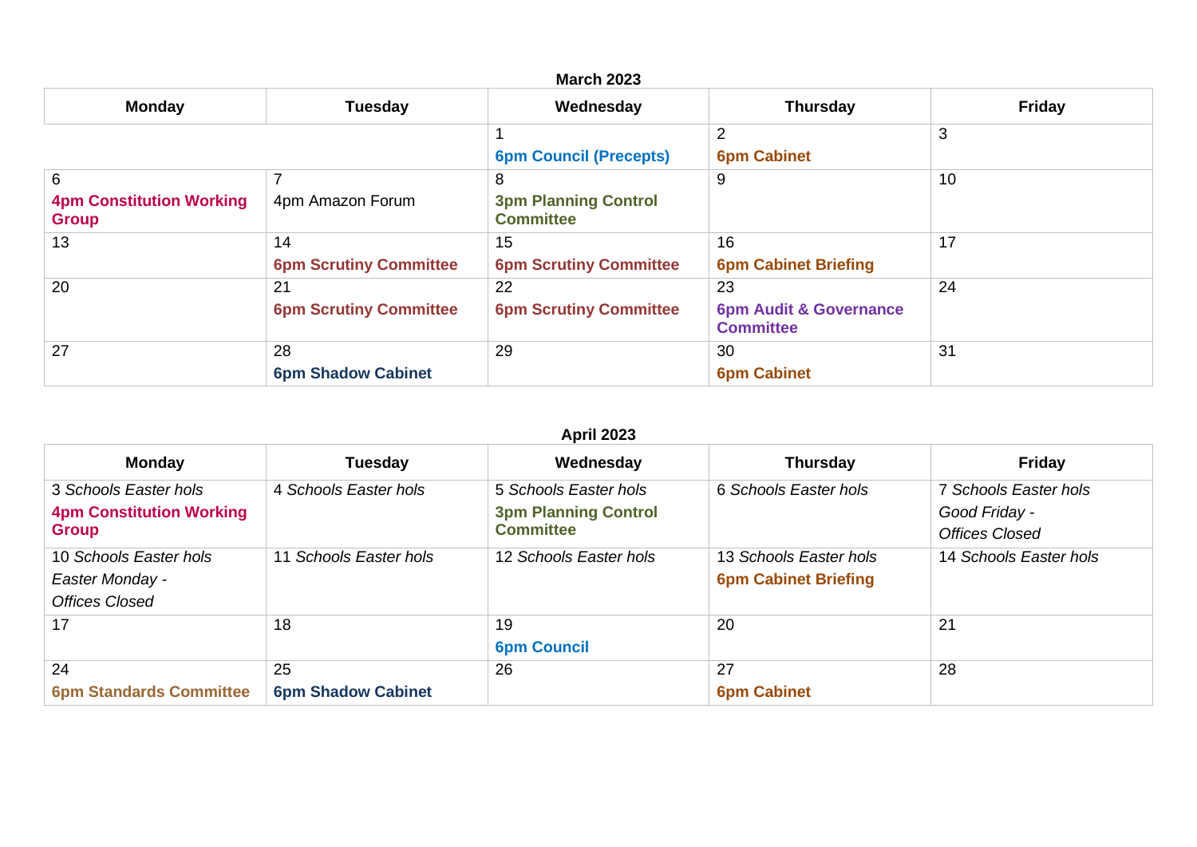**March 2023**

| Monday | Tuesday | Wednesday | Thursday | Friday |
|---|---|---|---|---|
| | | 1<br>**6pm Council (Precepts)** | 2<br>**6pm Cabinet** | 3 |
| 6<br>**4pm Constitution Working Group** | 7<br>4pm Amazon Forum | 8<br>**3pm Planning Control Committee** | 9 | 10 |
| 13 | 14<br>**6pm Scrutiny Committee** | 15<br>**6pm Scrutiny Committee** | 16<br>**6pm Cabinet Briefing** | 17 |
| 20 | 21<br>**6pm Scrutiny Committee** | 22<br>**6pm Scrutiny Committee** | 23<br>**6pm Audit & Governance Committee** | 24 |
| 27 | 28<br>**6pm Shadow Cabinet** | 29 | 30<br>**6pm Cabinet** | 31 |

**April 2023**

| Monday | Tuesday | Wednesday | Thursday | Friday |
|---|---|---|---|---|
| 3 *Schools Easter hols*<br>**4pm Constitution Working Group** | 4 *Schools Easter hols* | 5 *Schools Easter hols*<br>**3pm Planning Control Committee** | 6 *Schools Easter hols* | 7 *Schools Easter hols*<br>*Good Friday -*<br>*Offices Closed* |
| 10 *Schools Easter hols*<br>*Easter Monday -*<br>*Offices Closed* | 11 *Schools Easter hols* | 12 *Schools Easter hols* | 13 *Schools Easter hols*<br>**6pm Cabinet Briefing** | 14 *Schools Easter hols* |
| 17 | 18 | 19<br>**6pm Council** | 20 | 21 |
| 24<br>**6pm Standards Committee** | 25<br>**6pm Shadow Cabinet** | 26 | 27<br>**6pm Cabinet** | 28 |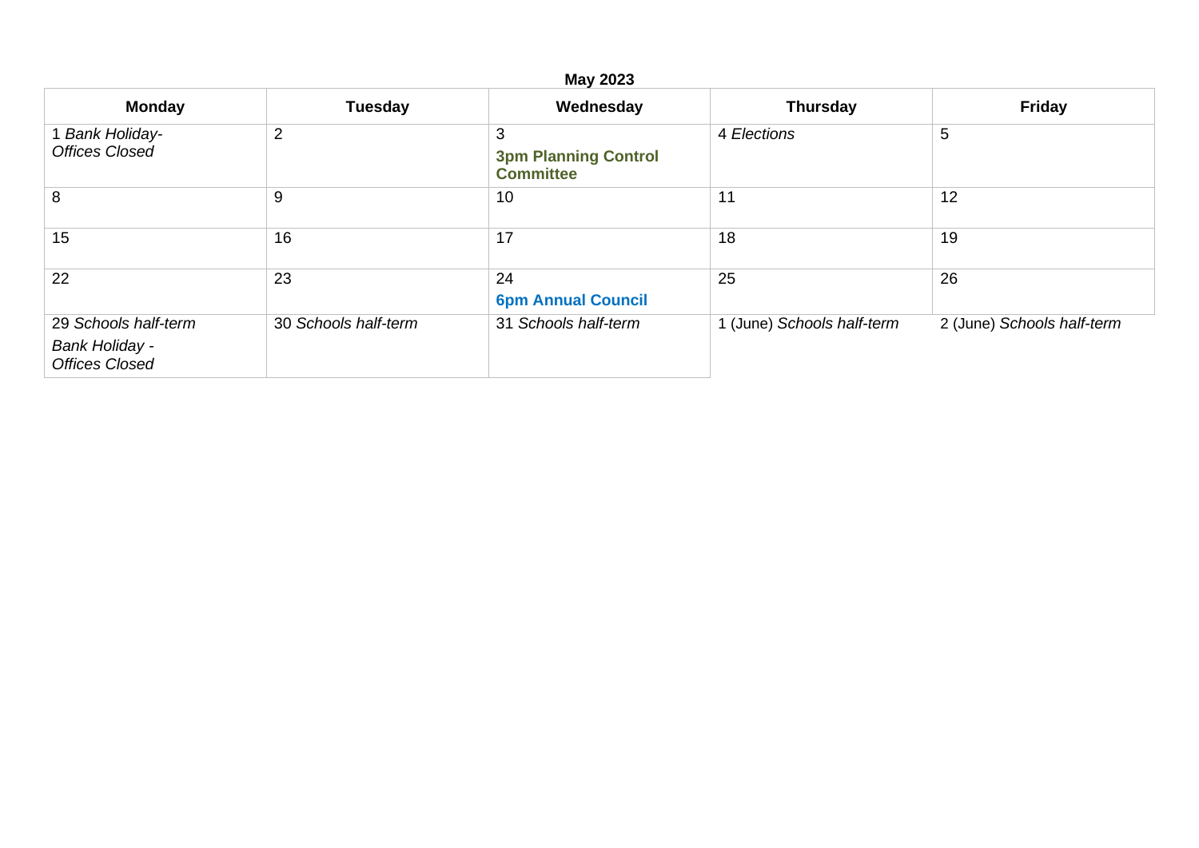**May 2023**

| Monday | Tuesday | Wednesday | Thursday | Friday |
|---|---|---|---|---|
| 1 *Bank Holiday- Offices Closed* | 2 | 3 **3pm Planning Control Committee** | 4 *Elections* | 5 |
| 8 | 9 | 10 | 11 | 12 |
| 15 | 16 | 17 | 18 | 19 |
| 22 | 23 | 24 **6pm Annual Council** | 25 | 26 |
| 29 *Schools half-term* *Bank Holiday - Offices Closed* | 30 *Schools half-term* | 31 *Schools half-term* | 1 (June) *Schools half-term* | 2 (June) *Schools half-term* |